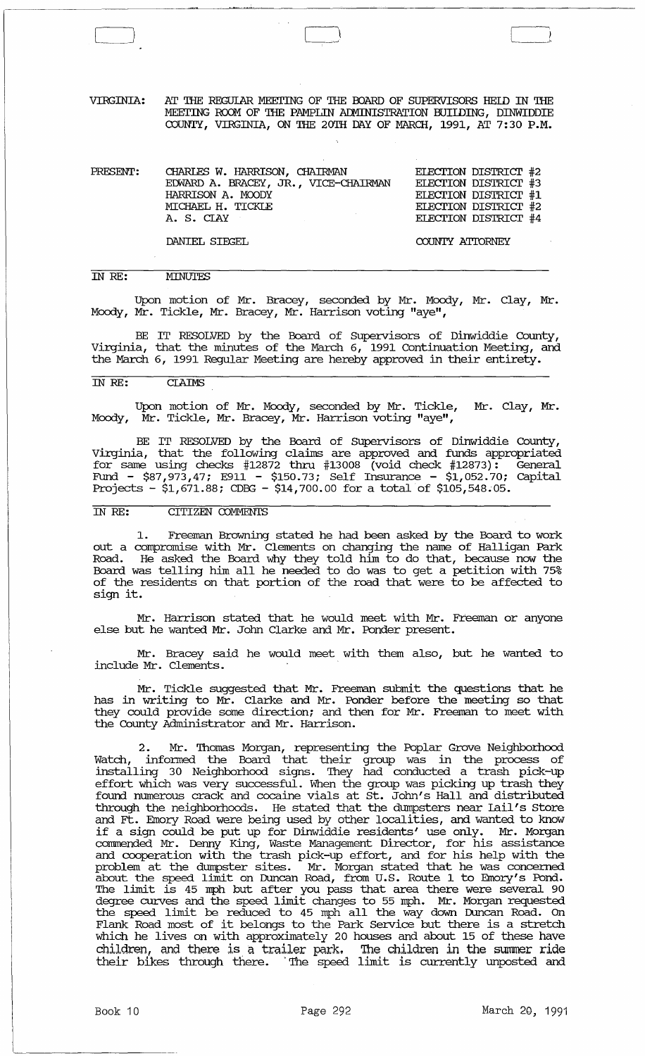VIRGINIA: AT THE REGULAR MEETING OF THE BOARD OF SUPERVISORS HELD IN THE MEETING ROOM OF THE PAMPLIN ADMINISTRATION BUILDING, DINWIDDIE COUNTY, VIRGINIA, ON THE 20TH DAY OF MARCH, 1991, AT 7:30 P.M.

| PRESENT: | | |
|---|---|---|
| | CHARLES W. HARRISON, CHAIRMAN | ELECTION DISTRICT #2 |
| | EDWARD A. BRACEY, JR., VICE-CHAIRMAN | ELECTION DISTRICT #3 |
| | HARRISON A. MOODY | ELECTION DISTRICT #1 |
| | MICHAEL H. TICKLE | ELECTION DISTRICT #2 |
| | A. S. CLAY | ELECTION DISTRICT #4 |
| | DANIEL SIEGEL | COUNTY ATTORNEY |

IN RE: MINUTES

Upon motion of Mr. Bracey, seconded by Mr. Moody, Mr. Clay, Mr. Moody, Mr. Tickle, Mr. Bracey, Mr. Harrison voting "aye",

BE IT RESOLVED by the Board of Supervisors of Dinwiddie County, Virginia, that the minutes of the March 6, 1991 Continuation Meeting, and the March 6, 1991 Regular Meeting are hereby approved in their entirety.

IN RE: CLAIMS

Upon motion of Mr. Moody, seconded by Mr. Tickle, Mr. Clay, Mr. Moody, Mr. Tickle, Mr. Bracey, Mr. Harrison voting "aye",

BE IT RESOLVED by the Board of Supervisors of Dinwiddie County, Virginia, that the following claims are approved and funds appropriated for same using checks #12872 thru #13008 (void check #12873): General Fund - $87,973,47; E911 - $150.73; Self Insurance - $1,052.70; Capital Projects - $1,671.88; CDBG - $14,700.00 for a total of $105,548.05.

IN RE: CITIZEN COMMENTS

1. Freeman Browning stated he had been asked by the Board to work out a compromise with Mr. Clements on changing the name of Halligan Park Road. He asked the Board why they told him to do that, because now the Board was telling him all he needed to do was to get a petition with 75% of the residents on that portion of the road that were to be affected to sign it.

Mr. Harrison stated that he would meet with Mr. Freeman or anyone else but he wanted Mr. John Clarke and Mr. Ponder present.

Mr. Bracey said he would meet with them also, but he wanted to include Mr. Clements.

Mr. Tickle suggested that Mr. Freeman submit the questions that he has in writing to Mr. Clarke and Mr. Ponder before the meeting so that they could provide some direction; and then for Mr. Freeman to meet with the County Administrator and Mr. Harrison.

2. Mr. Thomas Morgan, representing the Poplar Grove Neighborhood Watch, informed the Board that their group was in the process of installing 30 Neighborhood signs. They had conducted a trash pick-up effort which was very successful. When the group was picking up trash they found numerous crack and cocaine vials at St. John's Hall and distributed through the neighborhoods. He stated that the dumpsters near Lail's Store and Ft. Emory Road were being used by other localities, and wanted to know if a sign could be put up for Dinwiddie residents' use only. Mr. Morgan commended Mr. Denny King, Waste Management Director, for his assistance and cooperation with the trash pick-up effort, and for his help with the problem at the dumpster sites. Mr. Morgan stated that he was concerned about the speed limit on Duncan Road, from U.S. Route 1 to Emory's Pond. The limit is 45 mph but after you pass that area there were several 90 degree curves and the speed limit changes to 55 mph. Mr. Morgan requested the speed limit be reduced to 45 mph all the way down Duncan Road. On Flank Road most of it belongs to the Park Service but there is a stretch which he lives on with approximately 20 houses and about 15 of these have children, and there is a trailer park. The children in the summer ride their bikes through there. The speed limit is currently unposted and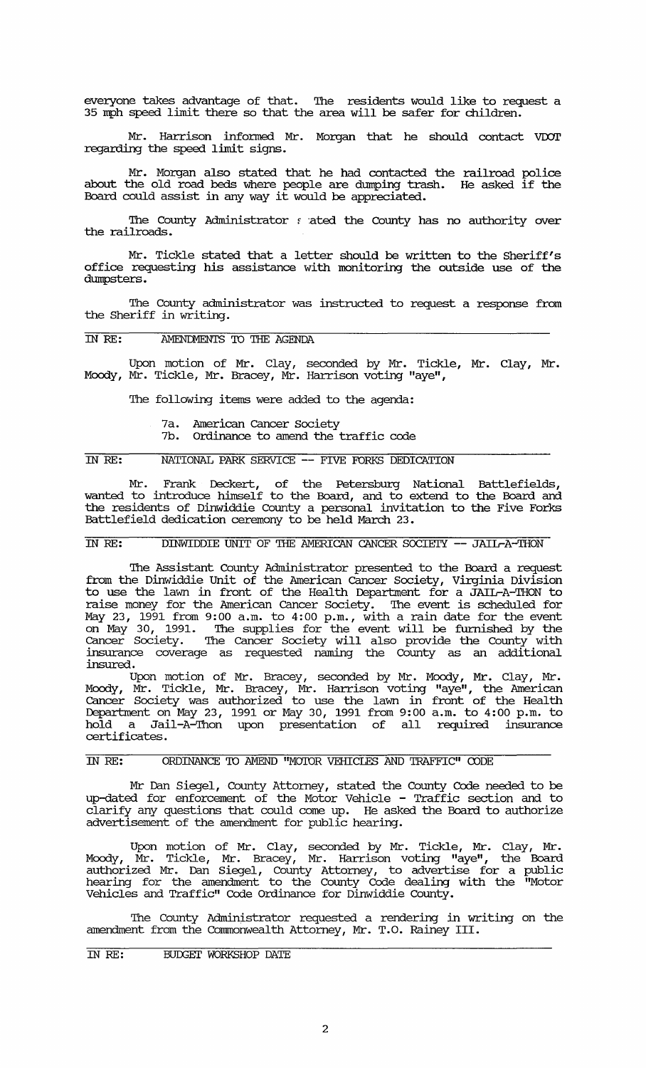everyone takes advantage of that. The residents would like to request a 35 mph speed limit there so that the area will be safer for children.

Mr. Harrison informed Mr. Morgan that he should contact VDOT regarding the speed limit signs.

Mr. Morgan also stated that he had contacted the railroad police about the old road beds where people are dumping trash. He asked if the Board could assist in any way it would be appreciated.

The County Administrator stated the County has no authority over the railroads.

Mr. Tickle stated that a letter should be written to the Sheriff's office requesting his assistance with monitoring the outside use of the dumpsters.

The County administrator was instructed to request a response from the Sheriff in writing.

IN RE: AMENDMENTS TO THE AGENDA

Upon motion of Mr. Clay, seconded by Mr. Tickle, Mr. Clay, Mr. Moody, Mr. Tickle, Mr. Bracey, Mr. Harrison voting "aye",

The following items were added to the agenda:

- 7a. American Cancer Society
- 7b. Ordinance to amend the traffic code

IN RE: NATIONAL PARK SERVICE -- FIVE FORKS DEDICATION

Mr. Frank Deckert, of the Petersburg National Battlefields, wanted to introduce himself to the Board, and to extend to the Board and the residents of Dinwiddie County a personal invitation to the Five Forks Battlefield dedication ceremony to be held March 23.

IN RE: DINWIDDIE UNIT OF THE AMERICAN CANCER SOCIETY -- JAIL-A-THON

The Assistant County Administrator presented to the Board a request from the Dinwiddie Unit of the American Cancer Society, Virginia Division to use the lawn in front of the Health Department for a JAIL-A-THON to raise money for the American Cancer Society. The event is scheduled for May 23, 1991 from 9:00 a.m. to 4:00 p.m., with a rain date for the event on May 30, 1991. The supplies for the event will be furnished by the Cancer Society. The Cancer Society will also provide the County with insurance coverage as requested naming the County as an additional insured.

Upon motion of Mr. Bracey, seconded by Mr. Moody, Mr. Clay, Mr. Moody, Mr. Tickle, Mr. Bracey, Mr. Harrison voting "aye", the American Cancer Society was authorized to use the lawn in front of the Health Department on May 23, 1991 or May 30, 1991 from 9:00 a.m. to 4:00 p.m. to hold a Jail-A-Thon upon presentation of all required insurance certificates.

IN RE: ORDINANCE TO AMEND "MOTOR VEHICLES AND TRAFFIC" CODE

Mr Dan Siegel, County Attorney, stated the County Code needed to be up-dated for enforcement of the Motor Vehicle - Traffic section and to clarify any questions that could come up. He asked the Board to authorize advertisement of the amendment for public hearing.

Upon motion of Mr. Clay, seconded by Mr. Tickle, Mr. Clay, Mr. Moody, Mr. Tickle, Mr. Bracey, Mr. Harrison voting "aye", the Board authorized Mr. Dan Siegel, County Attorney, to advertise for a public hearing for the amendment to the County Code dealing with the "Motor Vehicles and Traffic" Code Ordinance for Dinwiddie County.

The County Administrator requested a rendering in writing on the amendment from the Commonwealth Attorney, Mr. T.O. Rainey III.

IN RE: BUDGET WORKSHOP DATE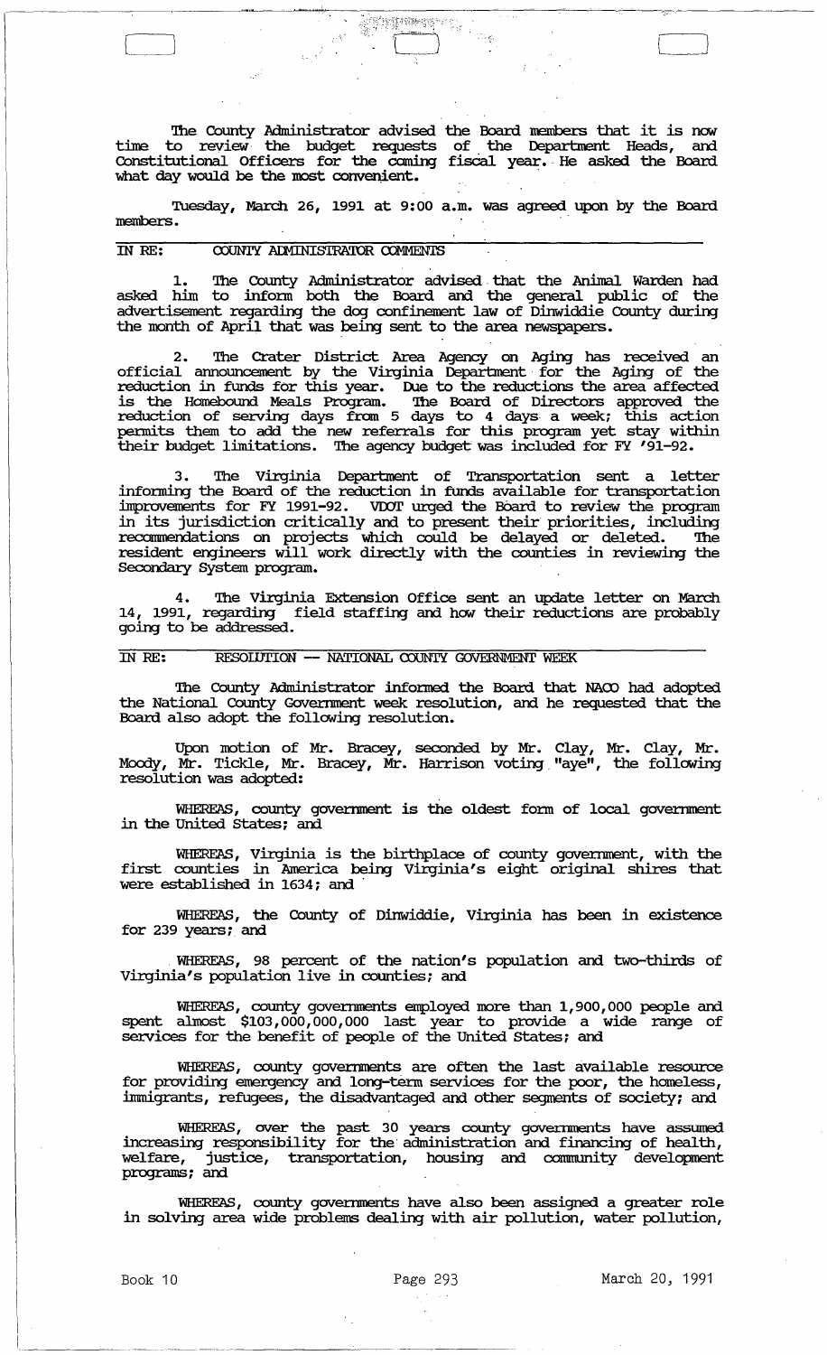The County Administrator advised the Board members that it is now time to review the budget requests of the Department Heads, and Constitutional Officers for the coming fiscal year. He asked the Board what day would be the most convenient.

Tuesday, March 26, 1991 at 9:00 a.m. was agreed upon by the Board members.

## IN RE: COUNTY ADMINISTRATOR COMMENTS

1. The County Administrator advised that the Animal Warden had asked him to inform both the Board and the general public of the advertisement regarding the dog confinement law of Dinwiddie County during the month of April that was being sent to the area newspapers.

2. The Crater District Area Agency on Aging has received an official announcement by the Virginia Department for the Aging of the reduction in funds for this year. Due to the reductions the area affected is the Homebound Meals Program. The Board of Directors approved the reduction of serving days from 5 days to 4 days a week; this action permits them to add the new referrals for this program yet stay within their budget limitations. The agency budget was included for FY '91-92.

3. The Virginia Department of Transportation sent a letter informing the Board of the reduction in funds available for transportation improvements for FY 1991-92. VDOT urged the Board to review the program in its jurisdiction critically and to present their priorities, including recommendations on projects which could be delayed or deleted. The resident engineers will work directly with the counties in reviewing the Secondary System program.

4. The Virginia Extension Office sent an update letter on March 14, 1991, regarding field staffing and how their reductions are probably going to be addressed.

## IN RE: RESOLUTION -- NATIONAL COUNTY GOVERNMENT WEEK

The County Administrator informed the Board that NACO had adopted the National County Government week resolution, and he requested that the Board also adopt the following resolution.

Upon motion of Mr. Bracey, seconded by Mr. Clay, Mr. Clay, Mr. Moody, Mr. Tickle, Mr. Bracey, Mr. Harrison voting "aye", the following resolution was adopted:

WHEREAS, county government is the oldest form of local government in the United States; and

WHEREAS, Virginia is the birthplace of county government, with the first counties in America being Virginia's eight original shires that were established in 1634; and

WHEREAS, the County of Dinwiddie, Virginia has been in existence for 239 years; and

WHEREAS, 98 percent of the nation's population and two-thirds of Virginia's population live in counties; and

WHEREAS, county governments employed more than 1,900,000 people and spent almost $103,000,000,000 last year to provide a wide range of services for the benefit of people of the United States; and

WHEREAS, county governments are often the last available resource for providing emergency and long-term services for the poor, the homeless, immigrants, refugees, the disadvantaged and other segments of society; and

WHEREAS, over the past 30 years county governments have assumed increasing responsibility for the administration and financing of health, welfare, justice, transportation, housing and community development programs; and

WHEREAS, county governments have also been assigned a greater role in solving area wide problems dealing with air pollution, water pollution,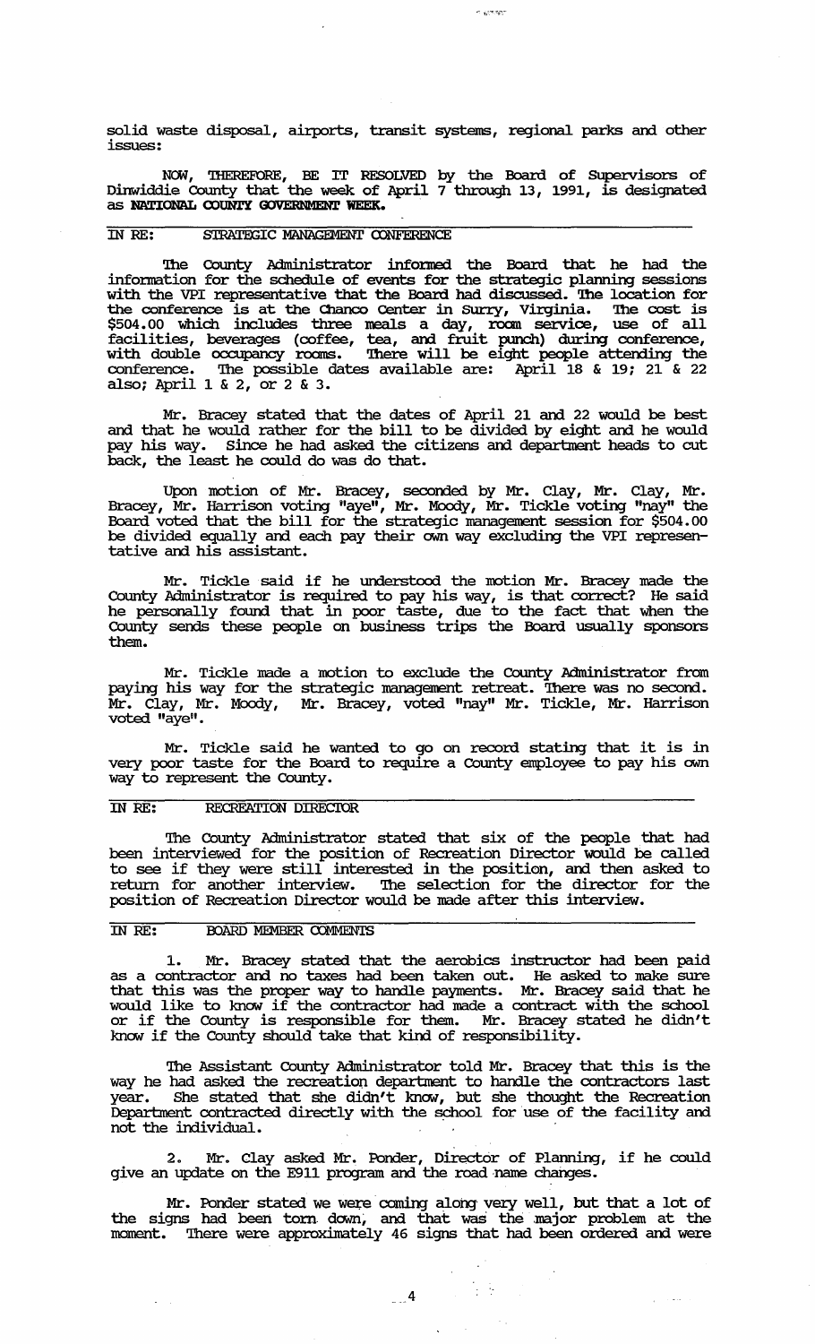solid waste disposal, airports, transit systems, regional parks and other issues:

NOW, THEREFORE, BE IT RESOLVED by the Board of Supervisors of Dinwiddie County that the week of April 7 through 13, 1991, is designated as **NATIONAL COUNTY GOVERNMENT WEEK.**

IN RE: STRATEGIC MANAGEMENT CONFERENCE

The County Administrator informed the Board that he had the information for the schedule of events for the strategic planning sessions with the VPI representative that the Board had discussed. The location for the conference is at the Chanco Center in Surry, Virginia. The cost is $504.00 which includes three meals a day, room service, use of all facilities, beverages (coffee, tea, and fruit punch) during conference, with double occupancy rooms. There will be eight people attending the conference. The possible dates available are: April 18 & 19; 21 & 22 also; April 1 & 2, or 2 & 3.

Mr. Bracey stated that the dates of April 21 and 22 would be best and that he would rather for the bill to be divided by eight and he would pay his way. Since he had asked the citizens and department heads to cut back, the least he could do was do that.

Upon motion of Mr. Bracey, seconded by Mr. Clay, Mr. Clay, Mr. Bracey, Mr. Harrison voting "aye", Mr. Moody, Mr. Tickle voting "nay" the Board voted that the bill for the strategic management session for $504.00 be divided equally and each pay their own way excluding the VPI representative and his assistant.

Mr. Tickle said if he understood the motion Mr. Bracey made the County Administrator is required to pay his way, is that correct? He said he personally found that in poor taste, due to the fact that when the County sends these people on business trips the Board usually sponsors them.

Mr. Tickle made a motion to exclude the County Administrator from paying his way for the strategic management retreat. There was no second. Mr. Clay, Mr. Moody, Mr. Bracey, voted "nay" Mr. Tickle, Mr. Harrison voted "aye".

Mr. Tickle said he wanted to go on record stating that it is in very poor taste for the Board to require a County employee to pay his own way to represent the County.

IN RE: RECREATION DIRECTOR

The County Administrator stated that six of the people that had been interviewed for the position of Recreation Director would be called to see if they were still interested in the position, and then asked to return for another interview. The selection for the director for the position of Recreation Director would be made after this interview.

IN RE: BOARD MEMBER COMMENTS

1. Mr. Bracey stated that the aerobics instructor had been paid as a contractor and no taxes had been taken out. He asked to make sure that this was the proper way to handle payments. Mr. Bracey said that he would like to know if the contractor had made a contract with the school or if the County is responsible for them. Mr. Bracey stated he didn't know if the County should take that kind of responsibility.

The Assistant County Administrator told Mr. Bracey that this is the way he had asked the recreation department to handle the contractors last year. She stated that she didn't know, but she thought the Recreation Department contracted directly with the school for use of the facility and not the individual.

2. Mr. Clay asked Mr. Ponder, Director of Planning, if he could give an update on the E911 program and the road name changes.

Mr. Ponder stated we were coming along very well, but that a lot of the signs had been torn down, and that was the major problem at the moment. There were approximately 46 signs that had been ordered and were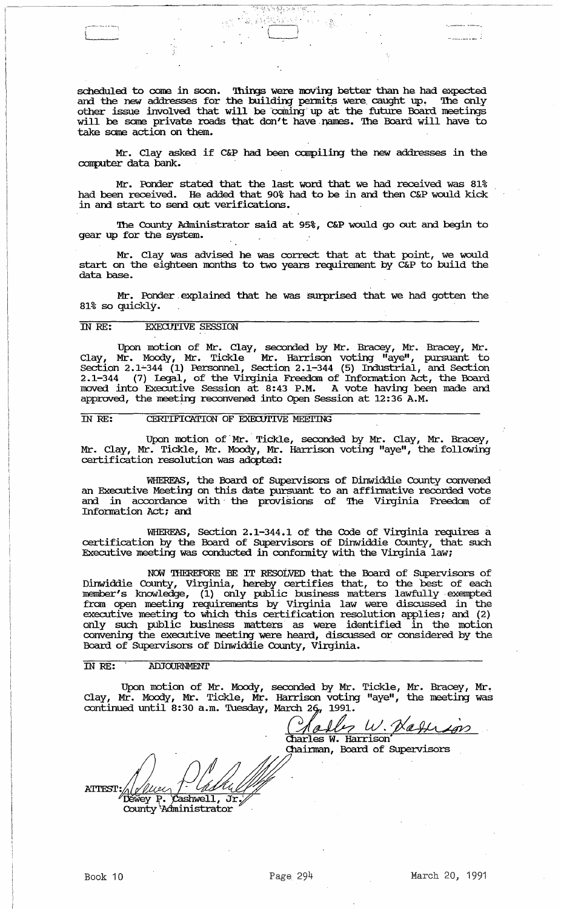scheduled to come in soon. Things were moving better than he had expected and the new addresses for the building permits were caught up. The only other issue involved that will be coming up at the future Board meetings will be some private roads that don't have names. The Board will have to take some action on them.

Mr. Clay asked if C&P had been compiling the new addresses in the computer data bank.

Mr. Ponder stated that the last word that we had received was 81% had been received. He added that 90% had to be in and then C&P would kick in and start to send out verifications.

The County Administrator said at 95%, C&P would go out and begin to gear up for the system.

Mr. Clay was advised he was correct that at that point, we would start on the eighteen months to two years requirement by C&P to build the data base.

Mr. Ponder explained that he was surprised that we had gotten the 81% so quickly.

IN RE: EXECUTIVE SESSION

Upon motion of Mr. Clay, seconded by Mr. Bracey, Mr. Bracey, Mr. Clay, Mr. Moody, Mr. Tickle Mr. Harrison voting "aye", pursuant to Section 2.1-344 (1) Personnel, Section 2.1-344 (5) Industrial, and Section 2.1-344 (7) Legal, of the Virginia Freedom of Information Act, the Board moved into Executive Session at 8:43 P.M. A vote having been made and approved, the meeting reconvened into Open Session at 12:36 A.M.

IN RE: CERTIFICATION OF EXECUTIVE MEETING

Upon motion of Mr. Tickle, seconded by Mr. Clay, Mr. Bracey, Mr. Clay, Mr. Tickle, Mr. Moody, Mr. Harrison voting "aye", the following certification resolution was adopted:

WHEREAS, the Board of Supervisors of Dinwiddie County convened an Executive Meeting on this date pursuant to an affirmative recorded vote and in accordance with the provisions of The Virginia Freedom of Information Act; and

WHEREAS, Section 2.1-344.1 of the Code of Virginia requires a certification by the Board of Supervisors of Dinwiddie County, that such Executive meeting was conducted in conformity with the Virginia law;

NOW THEREFORE BE IT RESOLVED that the Board of Supervisors of Dinwiddie County, Virginia, hereby certifies that, to the best of each member's knowledge, (1) only public business matters lawfully exempted from open meeting requirements by Virginia law were discussed in the executive meeting to which this certification resolution applies; and (2) only such public business matters as were identified in the motion convening the executive meeting were heard, discussed or considered by the Board of Supervisors of Dinwiddie County, Virginia.

IN RE: ADJOURNMENT

Upon motion of Mr. Moody, seconded by Mr. Tickle, Mr. Bracey, Mr. Clay, Mr. Moody, Mr. Tickle, Mr. Harrison voting "aye", the meeting was continued until 8:30 a.m. Tuesday, March 26, 1991.

Charles W. Harrison
Chairman, Board of Supervisors

ATTEST: Dewey P. Cashwell, Jr.
County Administrator

Book 10 | Page 294 | March 20, 1991